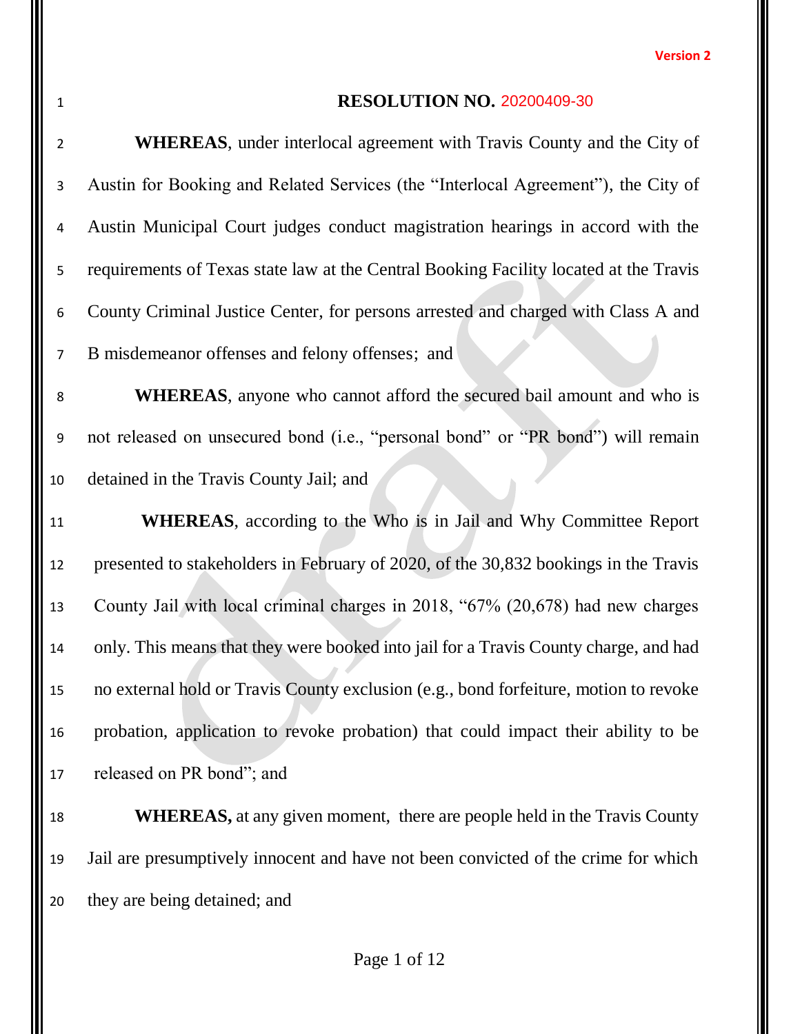Version 2

**RESOLUTION NO. 20200409-30**

**WHEREAS**, under interlocal agreement with Travis County and the City of Austin for Booking and Related Services (the "Interlocal Agreement"), the City of Austin Municipal Court judges conduct magistration hearings in accord with the requirements of Texas state law at the Central Booking Facility located at the Travis County Criminal Justice Center, for persons arrested and charged with Class A and B misdemeanor offenses and felony offenses; and

**WHEREAS**, anyone who cannot afford the secured bail amount and who is not released on unsecured bond (i.e., "personal bond" or "PR bond") will remain detained in the Travis County Jail; and

**WHEREAS**, according to the Who is in Jail and Why Committee Report presented to stakeholders in February of 2020, of the 30,832 bookings in the Travis County Jail with local criminal charges in 2018, "67% (20,678) had new charges only. This means that they were booked into jail for a Travis County charge, and had no external hold or Travis County exclusion (e.g., bond forfeiture, motion to revoke probation, application to revoke probation) that could impact their ability to be released on PR bond"; and

**WHEREAS,** at any given moment, there are people held in the Travis County Jail are presumptively innocent and have not been convicted of the crime for which they are being detained; and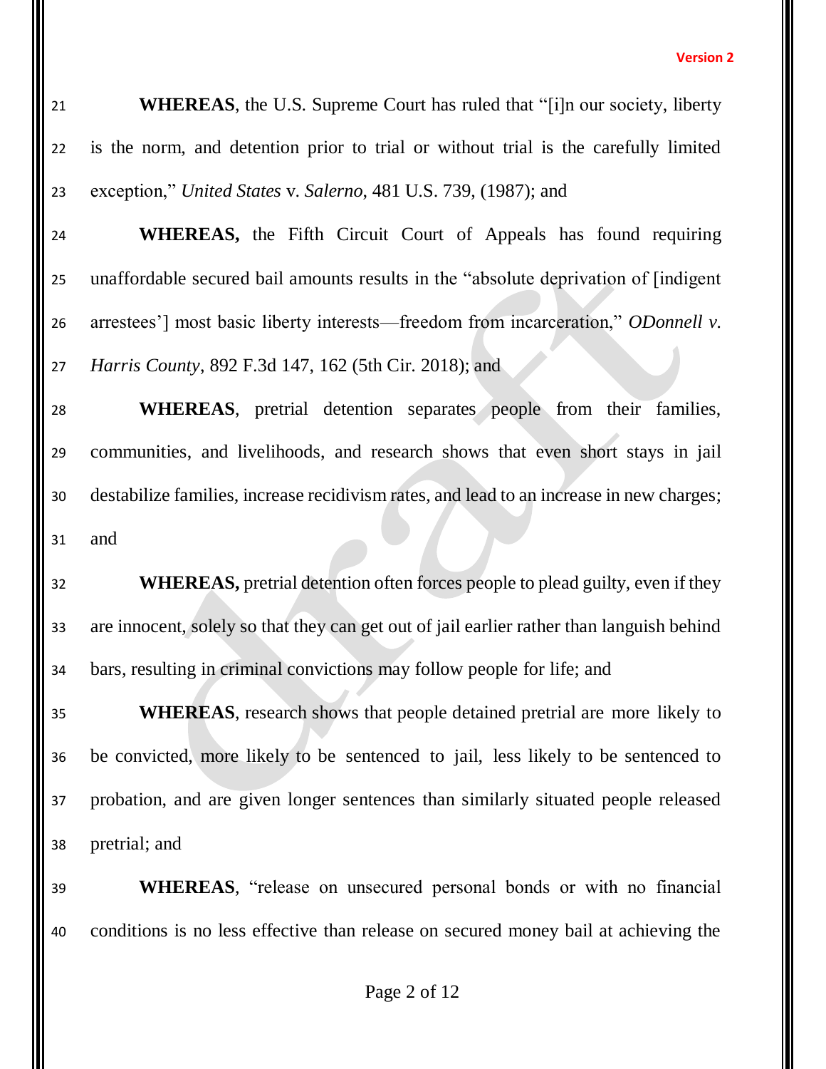**WHEREAS**, the U.S. Supreme Court has ruled that "[i]n our society, liberty is the norm, and detention prior to trial or without trial is the carefully limited exception," *United States* v. *Salerno*, 481 U.S. 739, (1987); and

**WHEREAS,** the Fifth Circuit Court of Appeals has found requiring unaffordable secured bail amounts results in the "absolute deprivation of [indigent arrestees'] most basic liberty interests—freedom from incarceration," *ODonnell v. Harris County*, 892 F.3d 147, 162 (5th Cir. 2018); and

**WHEREAS**, pretrial detention separates people from their families, communities, and livelihoods, and research shows that even short stays in jail destabilize families, increase recidivism rates, and lead to an increase in new charges; and

**WHEREAS,** pretrial detention often forces people to plead guilty, even if they are innocent, solely so that they can get out of jail earlier rather than languish behind bars, resulting in criminal convictions may follow people for life; and

**WHEREAS**, research shows that people detained pretrial are more likely to be convicted, more likely to be sentenced to jail, less likely to be sentenced to probation, and are given longer sentences than similarly situated people released pretrial; and

**WHEREAS**, "release on unsecured personal bonds or with no financial conditions is no less effective than release on secured money bail at achieving the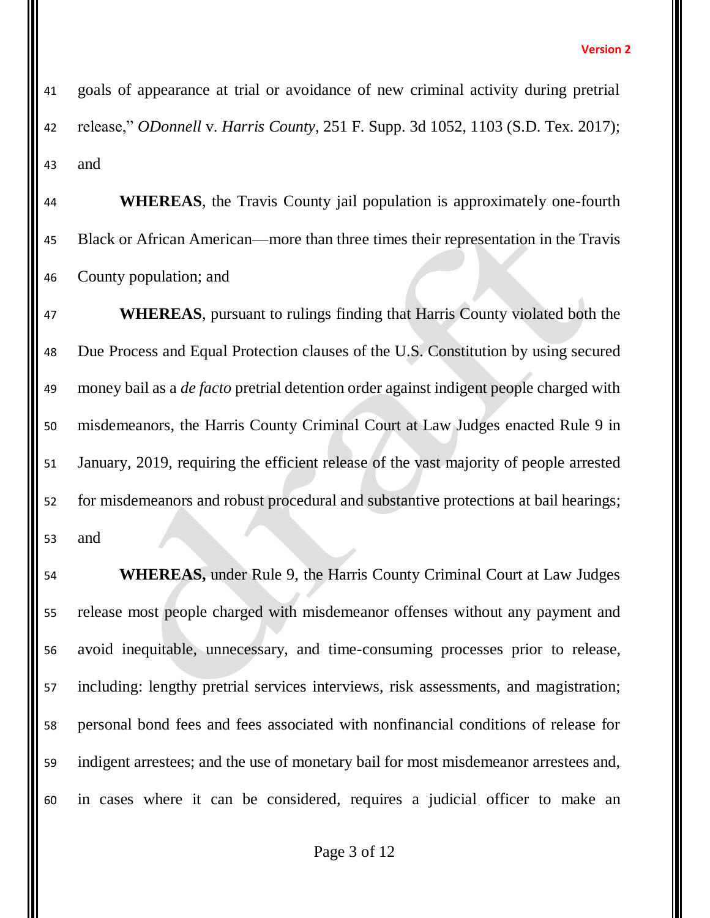goals of appearance at trial or avoidance of new criminal activity during pretrial release," *ODonnell* v. *Harris County*, 251 F. Supp. 3d 1052, 1103 (S.D. Tex. 2017); and

**WHEREAS**, the Travis County jail population is approximately one-fourth Black or African American—more than three times their representation in the Travis County population; and

**WHEREAS**, pursuant to rulings finding that Harris County violated both the Due Process and Equal Protection clauses of the U.S. Constitution by using secured money bail as a *de facto* pretrial detention order against indigent people charged with misdemeanors, the Harris County Criminal Court at Law Judges enacted Rule 9 in January, 2019, requiring the efficient release of the vast majority of people arrested for misdemeanors and robust procedural and substantive protections at bail hearings; and

**WHEREAS,** under Rule 9, the Harris County Criminal Court at Law Judges release most people charged with misdemeanor offenses without any payment and avoid inequitable, unnecessary, and time-consuming processes prior to release, including: lengthy pretrial services interviews, risk assessments, and magistration; personal bond fees and fees associated with nonfinancial conditions of release for indigent arrestees; and the use of monetary bail for most misdemeanor arrestees and, in cases where it can be considered, requires a judicial officer to make an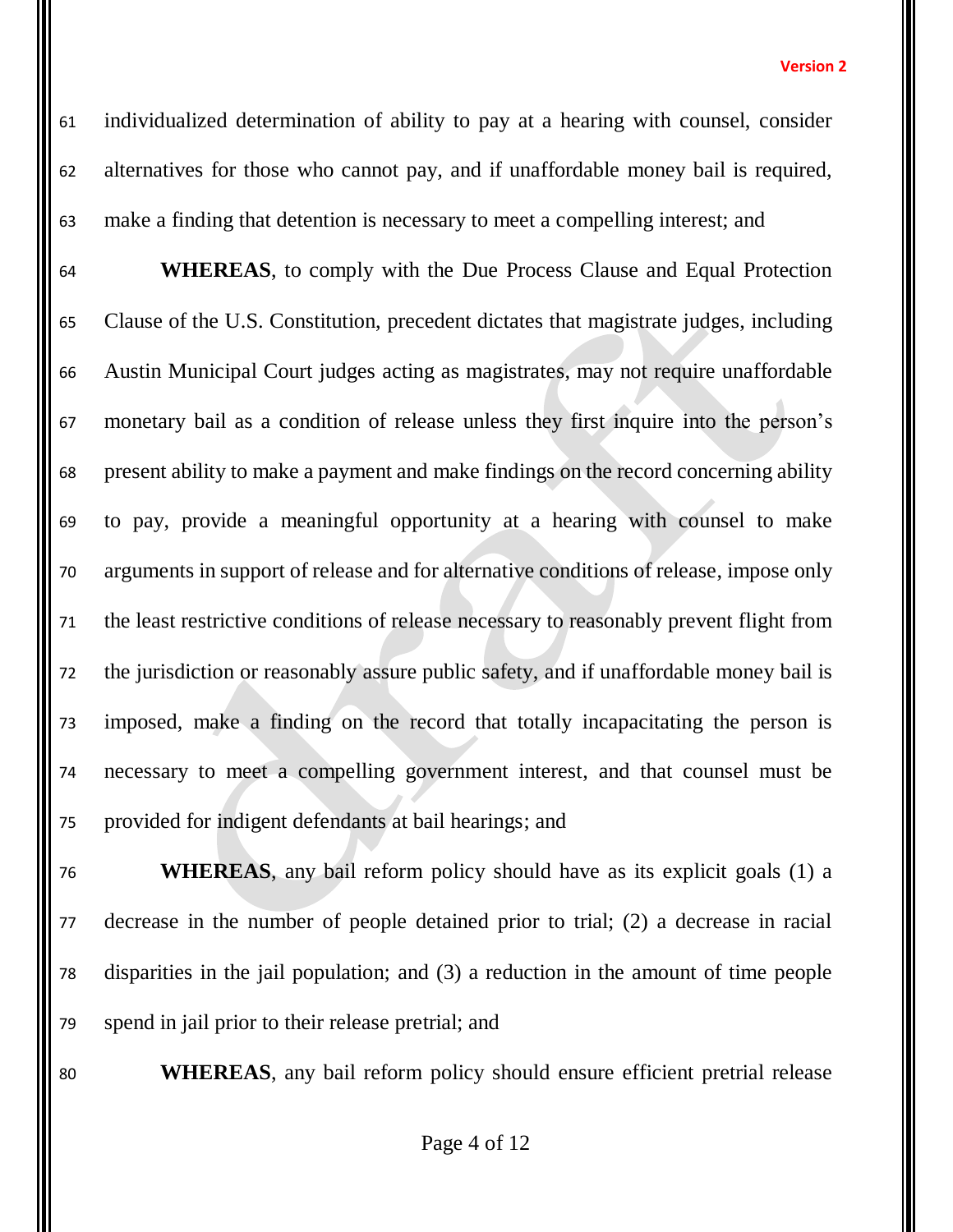individualized determination of ability to pay at a hearing with counsel, consider alternatives for those who cannot pay, and if unaffordable money bail is required, make a finding that detention is necessary to meet a compelling interest; and

**WHEREAS**, to comply with the Due Process Clause and Equal Protection Clause of the U.S. Constitution, precedent dictates that magistrate judges, including Austin Municipal Court judges acting as magistrates, may not require unaffordable monetary bail as a condition of release unless they first inquire into the person's present ability to make a payment and make findings on the record concerning ability to pay, provide a meaningful opportunity at a hearing with counsel to make arguments in support of release and for alternative conditions of release, impose only the least restrictive conditions of release necessary to reasonably prevent flight from the jurisdiction or reasonably assure public safety, and if unaffordable money bail is imposed, make a finding on the record that totally incapacitating the person is necessary to meet a compelling government interest, and that counsel must be provided for indigent defendants at bail hearings; and

**WHEREAS**, any bail reform policy should have as its explicit goals (1) a decrease in the number of people detained prior to trial; (2) a decrease in racial disparities in the jail population; and (3) a reduction in the amount of time people spend in jail prior to their release pretrial; and

**WHEREAS**, any bail reform policy should ensure efficient pretrial release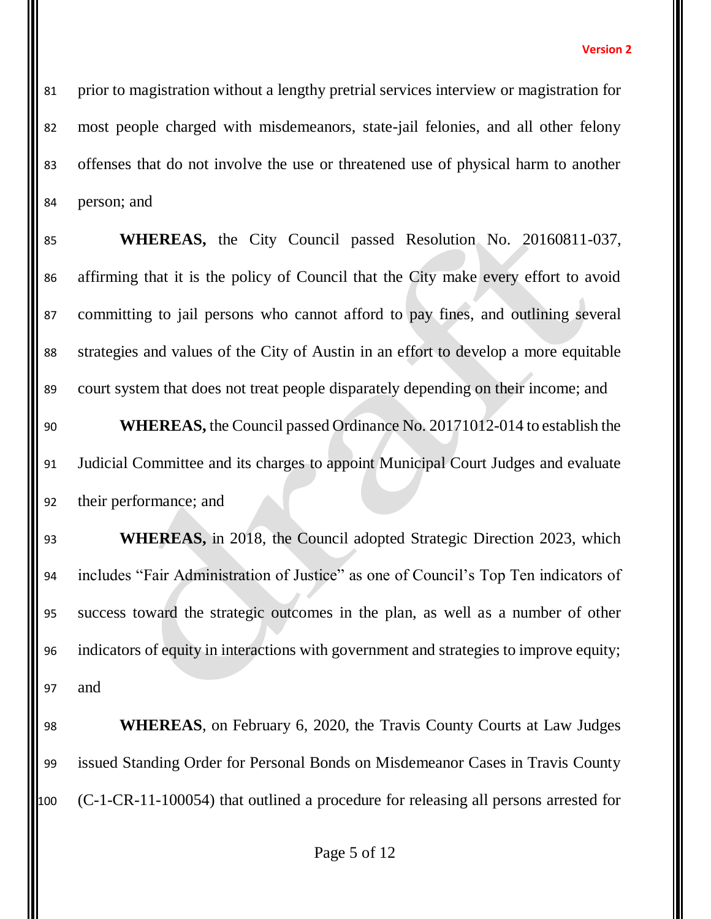prior to magistration without a lengthy pretrial services interview or magistration for most people charged with misdemeanors, state-jail felonies, and all other felony offenses that do not involve the use or threatened use of physical harm to another person; and

**WHEREAS,** the City Council passed Resolution No. 20160811-037, affirming that it is the policy of Council that the City make every effort to avoid committing to jail persons who cannot afford to pay fines, and outlining several strategies and values of the City of Austin in an effort to develop a more equitable court system that does not treat people disparately depending on their income; and

**WHEREAS,** the Council passed Ordinance No. 20171012-014 to establish the Judicial Committee and its charges to appoint Municipal Court Judges and evaluate their performance; and

**WHEREAS,** in 2018, the Council adopted Strategic Direction 2023, which includes "Fair Administration of Justice" as one of Council's Top Ten indicators of success toward the strategic outcomes in the plan, as well as a number of other indicators of equity in interactions with government and strategies to improve equity; and

**WHEREAS**, on February 6, 2020, the Travis County Courts at Law Judges issued Standing Order for Personal Bonds on Misdemeanor Cases in Travis County (C-1-CR-11-100054) that outlined a procedure for releasing all persons arrested for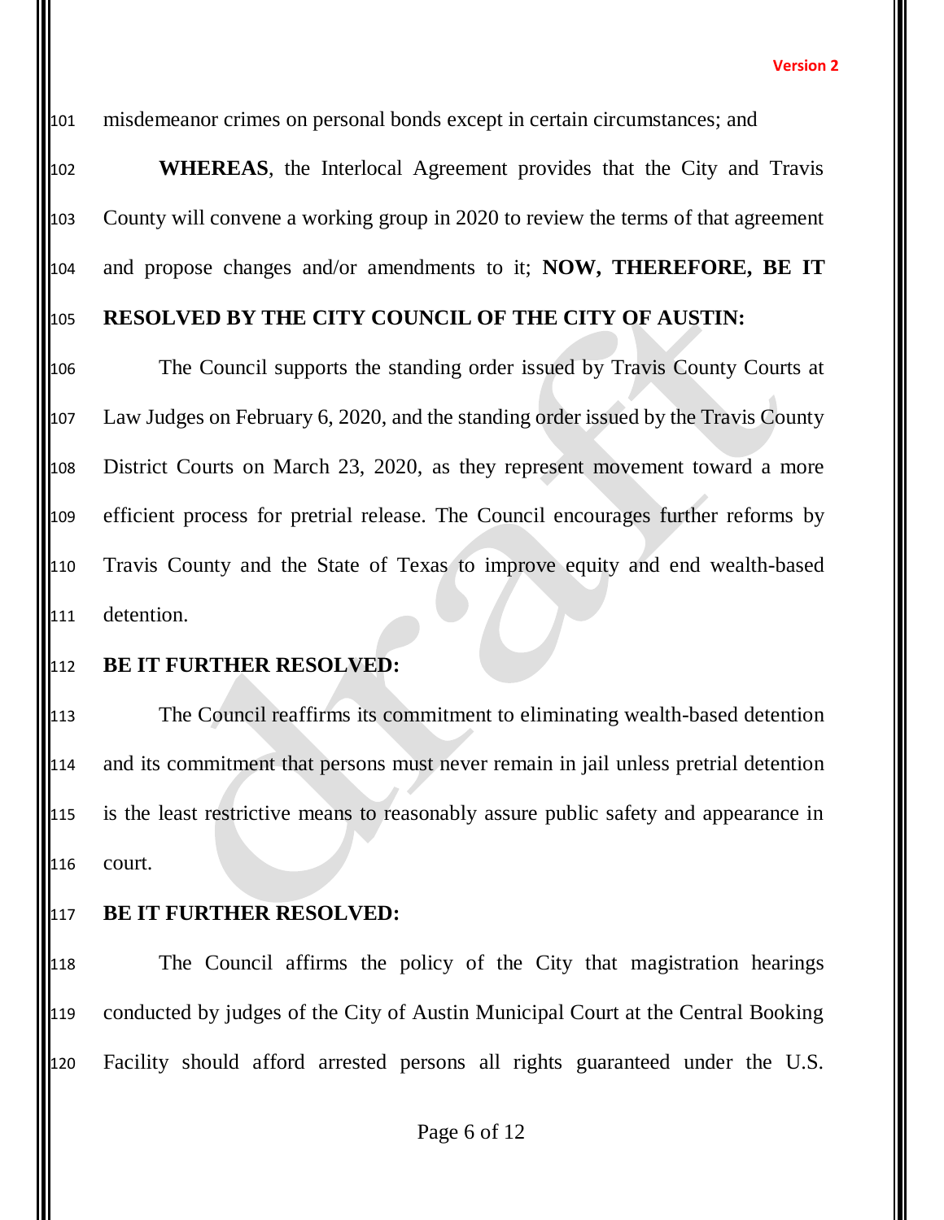misdemeanor crimes on personal bonds except in certain circumstances; and

**WHEREAS**, the Interlocal Agreement provides that the City and Travis County will convene a working group in 2020 to review the terms of that agreement and propose changes and/or amendments to it; **NOW, THEREFORE, BE IT RESOLVED BY THE CITY COUNCIL OF THE CITY OF AUSTIN:**

The Council supports the standing order issued by Travis County Courts at Law Judges on February 6, 2020, and the standing order issued by the Travis County District Courts on March 23, 2020, as they represent movement toward a more efficient process for pretrial release. The Council encourages further reforms by Travis County and the State of Texas to improve equity and end wealth-based detention.

**BE IT FURTHER RESOLVED:**

The Council reaffirms its commitment to eliminating wealth-based detention and its commitment that persons must never remain in jail unless pretrial detention is the least restrictive means to reasonably assure public safety and appearance in court.

**BE IT FURTHER RESOLVED:**

The Council affirms the policy of the City that magistration hearings conducted by judges of the City of Austin Municipal Court at the Central Booking Facility should afford arrested persons all rights guaranteed under the U.S.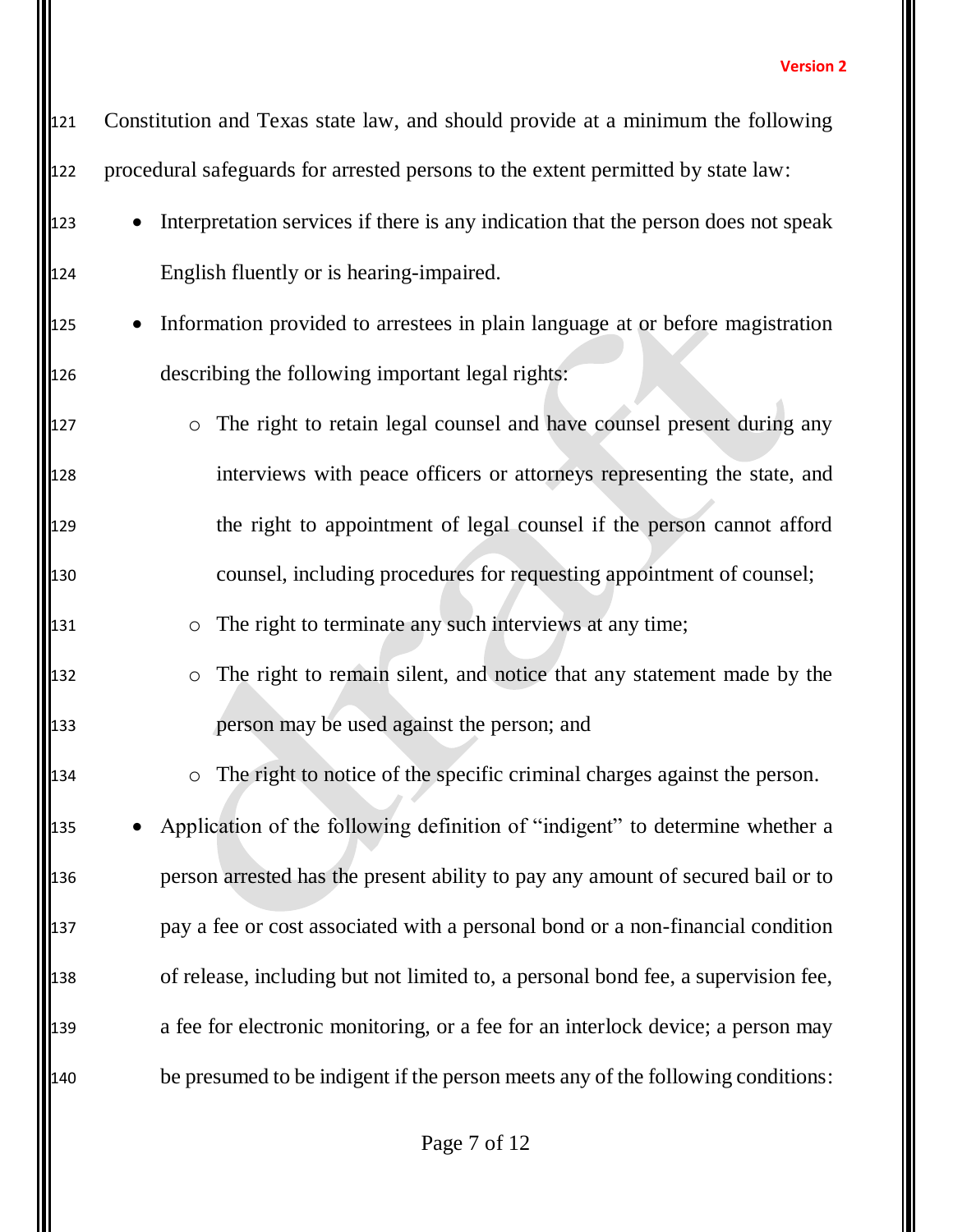Constitution and Texas state law, and should provide at a minimum the following procedural safeguards for arrested persons to the extent permitted by state law:

- Interpretation services if there is any indication that the person does not speak English fluently or is hearing-impaired.
- Information provided to arrestees in plain language at or before magistration describing the following important legal rights:
  - The right to retain legal counsel and have counsel present during any interviews with peace officers or attorneys representing the state, and the right to appointment of legal counsel if the person cannot afford counsel, including procedures for requesting appointment of counsel;
  - The right to terminate any such interviews at any time;
  - The right to remain silent, and notice that any statement made by the person may be used against the person; and
  - The right to notice of the specific criminal charges against the person.
- Application of the following definition of "indigent" to determine whether a person arrested has the present ability to pay any amount of secured bail or to pay a fee or cost associated with a personal bond or a non-financial condition of release, including but not limited to, a personal bond fee, a supervision fee, a fee for electronic monitoring, or a fee for an interlock device; a person may be presumed to be indigent if the person meets any of the following conditions: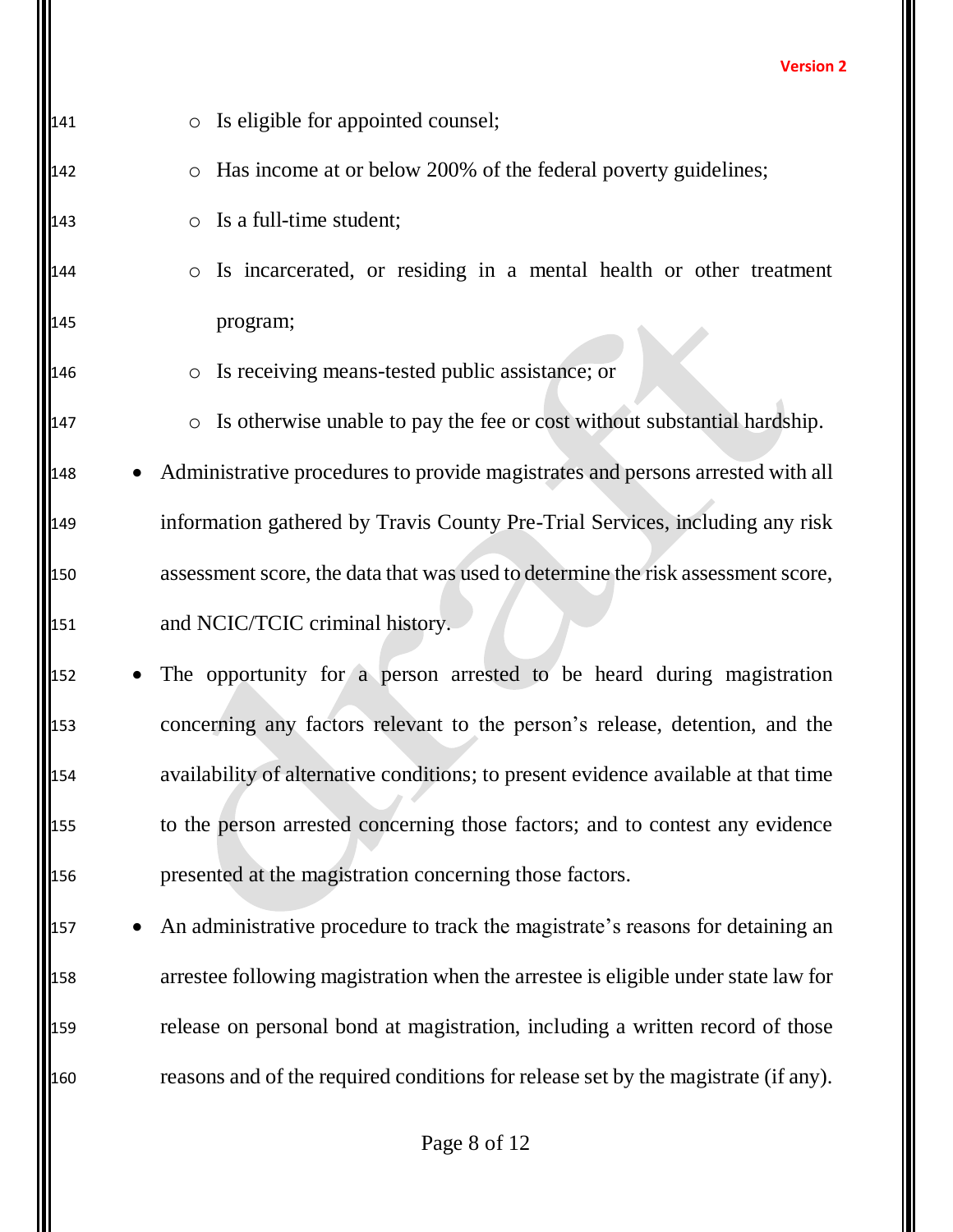- Is eligible for appointed counsel;
    - Has income at or below 200% of the federal poverty guidelines;
    - Is a full-time student;
    - Is incarcerated, or residing in a mental health or other treatment program;
    - Is receiving means-tested public assistance; or
    - Is otherwise unable to pay the fee or cost without substantial hardship.
- Administrative procedures to provide magistrates and persons arrested with all information gathered by Travis County Pre-Trial Services, including any risk assessment score, the data that was used to determine the risk assessment score, and NCIC/TCIC criminal history.
- The opportunity for a person arrested to be heard during magistration concerning any factors relevant to the person's release, detention, and the availability of alternative conditions; to present evidence available at that time to the person arrested concerning those factors; and to contest any evidence presented at the magistration concerning those factors.
- An administrative procedure to track the magistrate's reasons for detaining an arrestee following magistration when the arrestee is eligible under state law for release on personal bond at magistration, including a written record of those reasons and of the required conditions for release set by the magistrate (if any).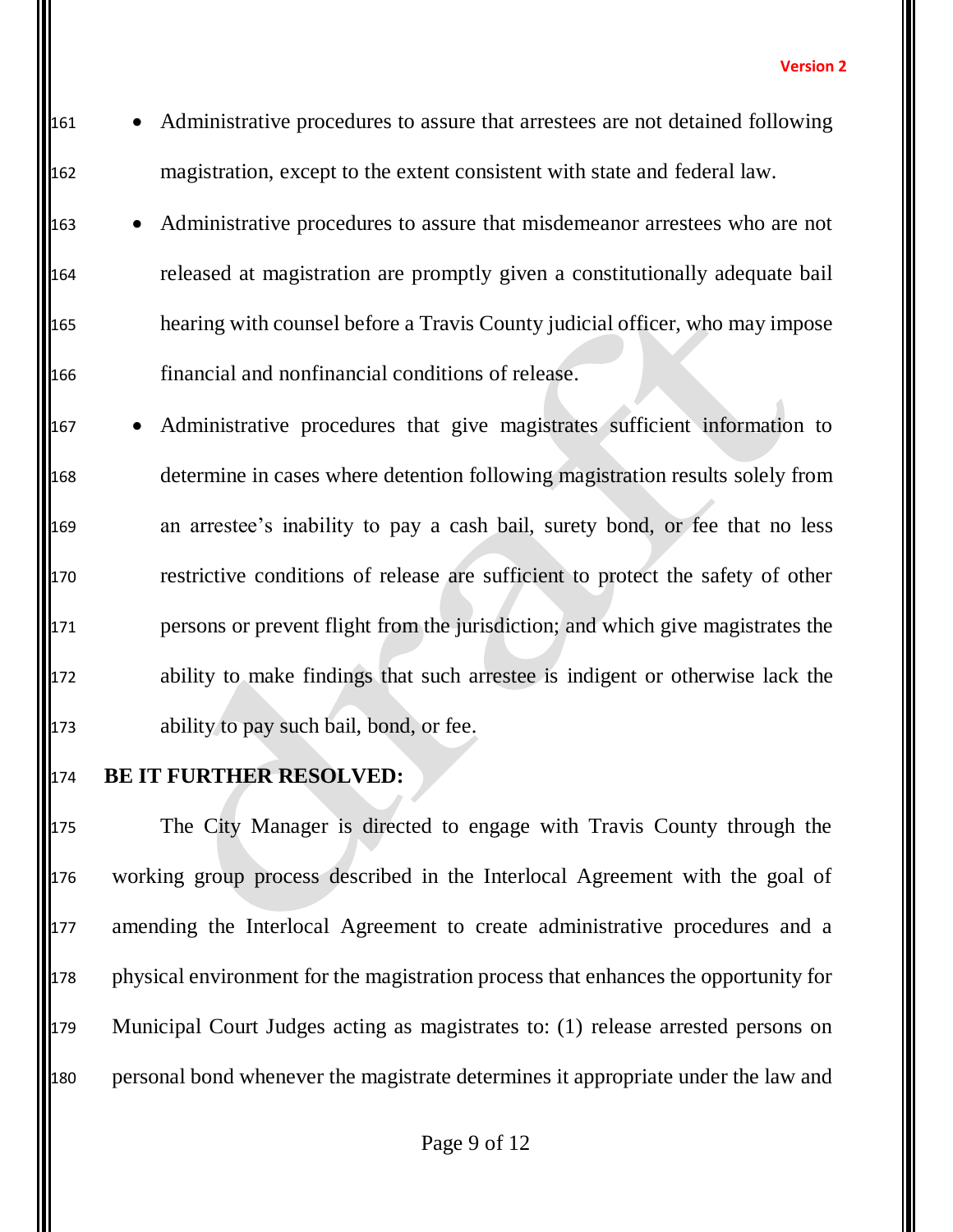- Administrative procedures to assure that arrestees are not detained following magistration, except to the extent consistent with state and federal law.
- Administrative procedures to assure that misdemeanor arrestees who are not released at magistration are promptly given a constitutionally adequate bail hearing with counsel before a Travis County judicial officer, who may impose financial and nonfinancial conditions of release.
- Administrative procedures that give magistrates sufficient information to determine in cases where detention following magistration results solely from an arrestee's inability to pay a cash bail, surety bond, or fee that no less restrictive conditions of release are sufficient to protect the safety of other persons or prevent flight from the jurisdiction; and which give magistrates the ability to make findings that such arrestee is indigent or otherwise lack the ability to pay such bail, bond, or fee.

**BE IT FURTHER RESOLVED:**

The City Manager is directed to engage with Travis County through the working group process described in the Interlocal Agreement with the goal of amending the Interlocal Agreement to create administrative procedures and a physical environment for the magistration process that enhances the opportunity for Municipal Court Judges acting as magistrates to: (1) release arrested persons on personal bond whenever the magistrate determines it appropriate under the law and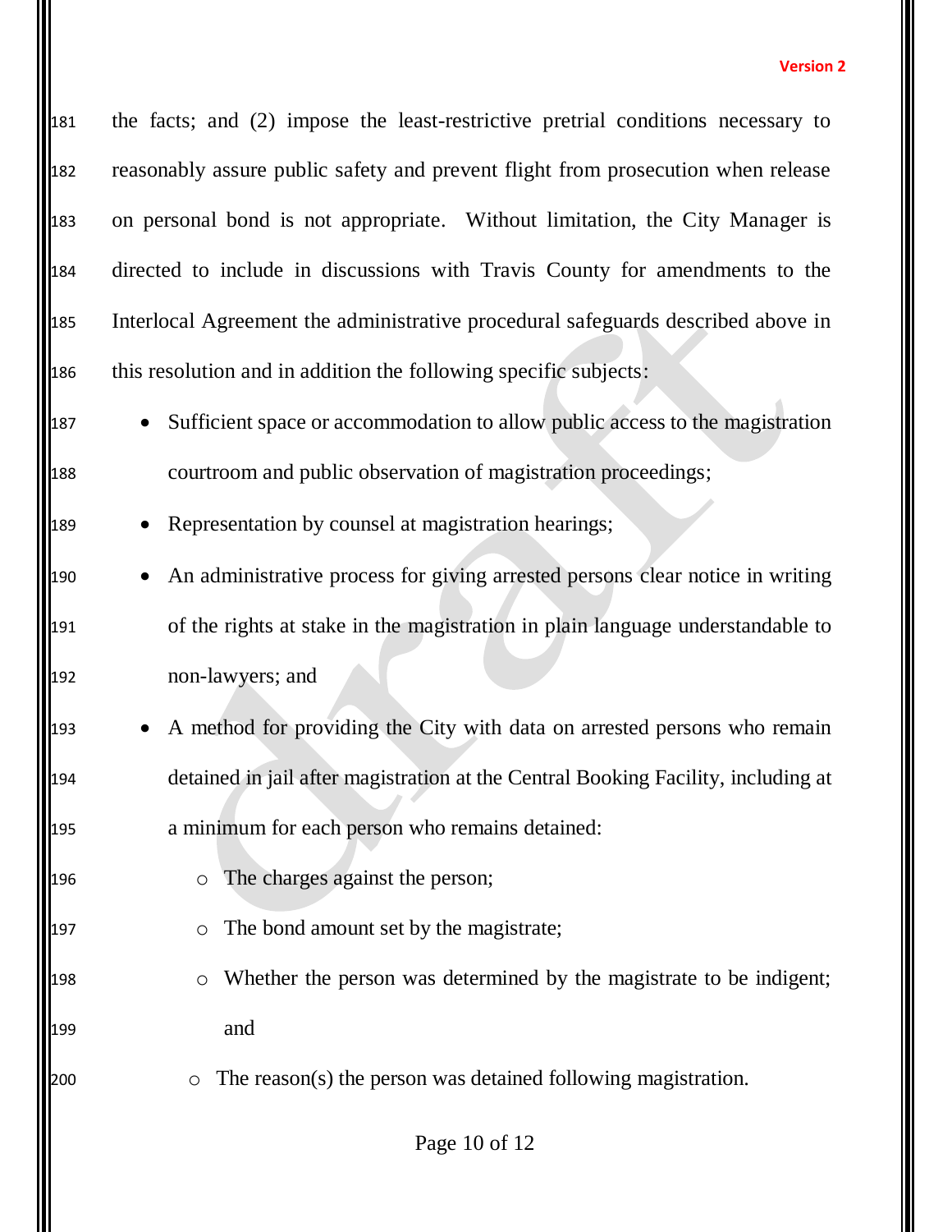the facts; and (2) impose the least-restrictive pretrial conditions necessary to reasonably assure public safety and prevent flight from prosecution when release on personal bond is not appropriate. Without limitation, the City Manager is directed to include in discussions with Travis County for amendments to the Interlocal Agreement the administrative procedural safeguards described above in this resolution and in addition the following specific subjects:

- Sufficient space or accommodation to allow public access to the magistration courtroom and public observation of magistration proceedings;
- Representation by counsel at magistration hearings;
- An administrative process for giving arrested persons clear notice in writing of the rights at stake in the magistration in plain language understandable to non-lawyers; and
- A method for providing the City with data on arrested persons who remain detained in jail after magistration at the Central Booking Facility, including at a minimum for each person who remains detained:
  - The charges against the person;
  - The bond amount set by the magistrate;
  - Whether the person was determined by the magistrate to be indigent; and
  - The reason(s) the person was detained following magistration.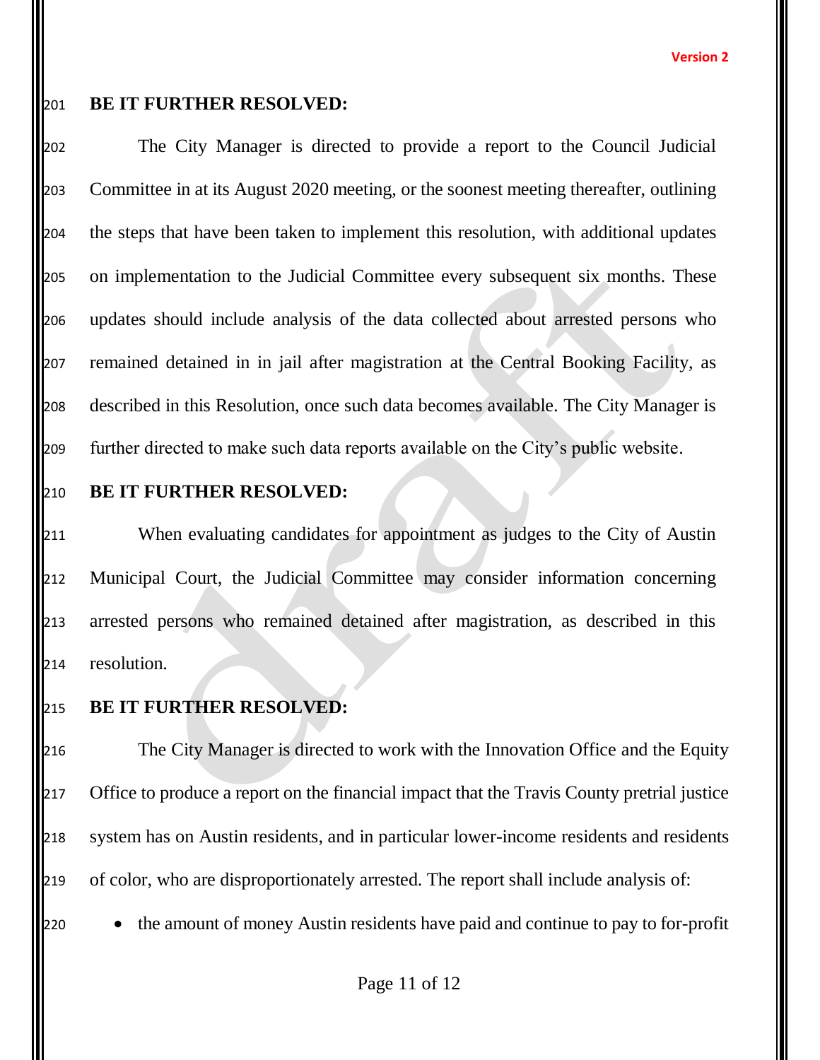**BE IT FURTHER RESOLVED:**

The City Manager is directed to provide a report to the Council Judicial Committee in at its August 2020 meeting, or the soonest meeting thereafter, outlining the steps that have been taken to implement this resolution, with additional updates on implementation to the Judicial Committee every subsequent six months. These updates should include analysis of the data collected about arrested persons who remained detained in in jail after magistration at the Central Booking Facility, as described in this Resolution, once such data becomes available. The City Manager is further directed to make such data reports available on the City's public website.

**BE IT FURTHER RESOLVED:**

When evaluating candidates for appointment as judges to the City of Austin Municipal Court, the Judicial Committee may consider information concerning arrested persons who remained detained after magistration, as described in this resolution.

**BE IT FURTHER RESOLVED:**

The City Manager is directed to work with the Innovation Office and the Equity Office to produce a report on the financial impact that the Travis County pretrial justice system has on Austin residents, and in particular lower-income residents and residents of color, who are disproportionately arrested. The report shall include analysis of:

- the amount of money Austin residents have paid and continue to pay to for-profit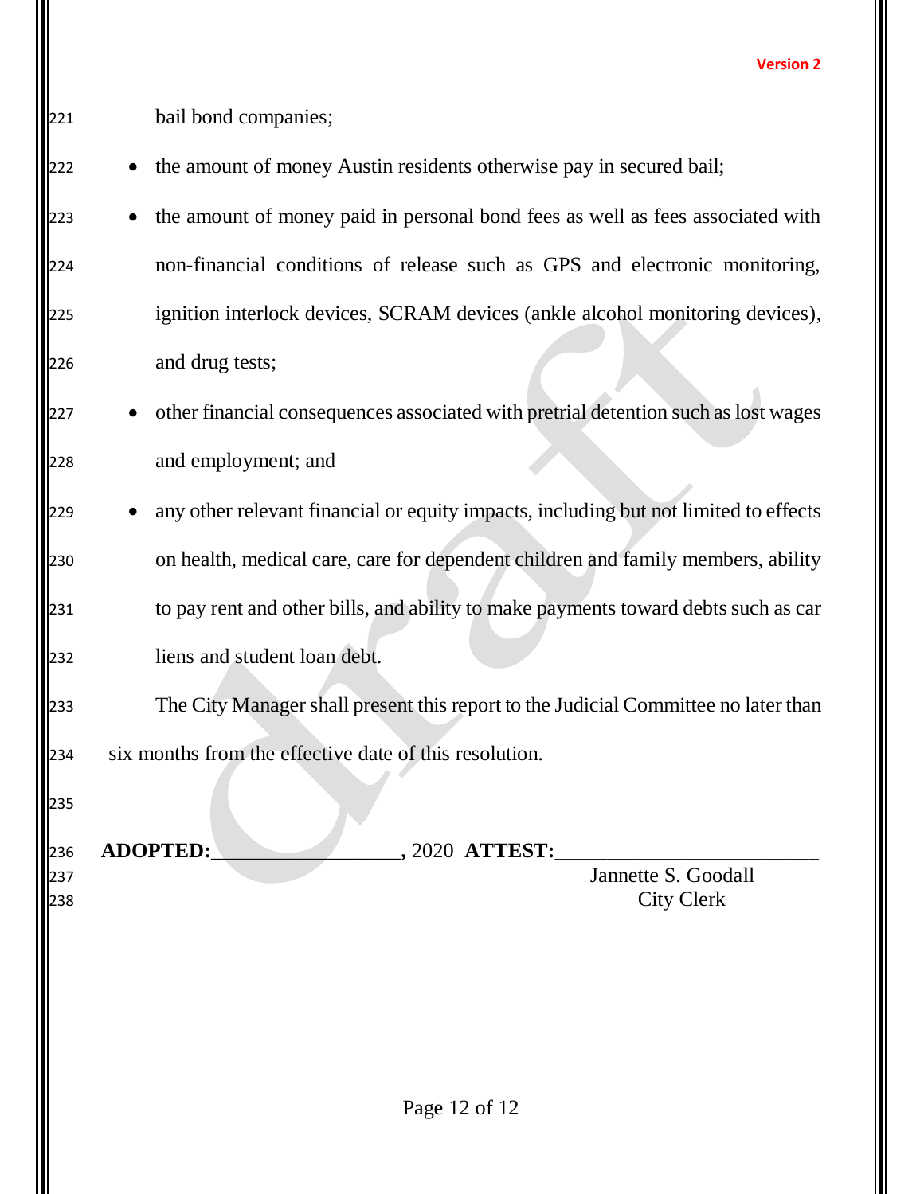bail bond companies;

- the amount of money Austin residents otherwise pay in secured bail;
- the amount of money paid in personal bond fees as well as fees associated with non-financial conditions of release such as GPS and electronic monitoring, ignition interlock devices, SCRAM devices (ankle alcohol monitoring devices), and drug tests;
- other financial consequences associated with pretrial detention such as lost wages and employment; and
- any other relevant financial or equity impacts, including but not limited to effects on health, medical care, care for dependent children and family members, ability to pay rent and other bills, and ability to make payments toward debts such as car liens and student loan debt.

The City Manager shall present this report to the Judicial Committee no later than six months from the effective date of this resolution.

**ADOPTED:\_\_\_\_\_\_\_\_\_\_\_\_\_\_\_\_\_\_**, 2020 **ATTEST:**\_\_\_\_\_\_\_\_\_\_\_\_\_\_\_\_\_\_\_\_\_\_\_\_\_\_

Jannette S. Goodall
City Clerk